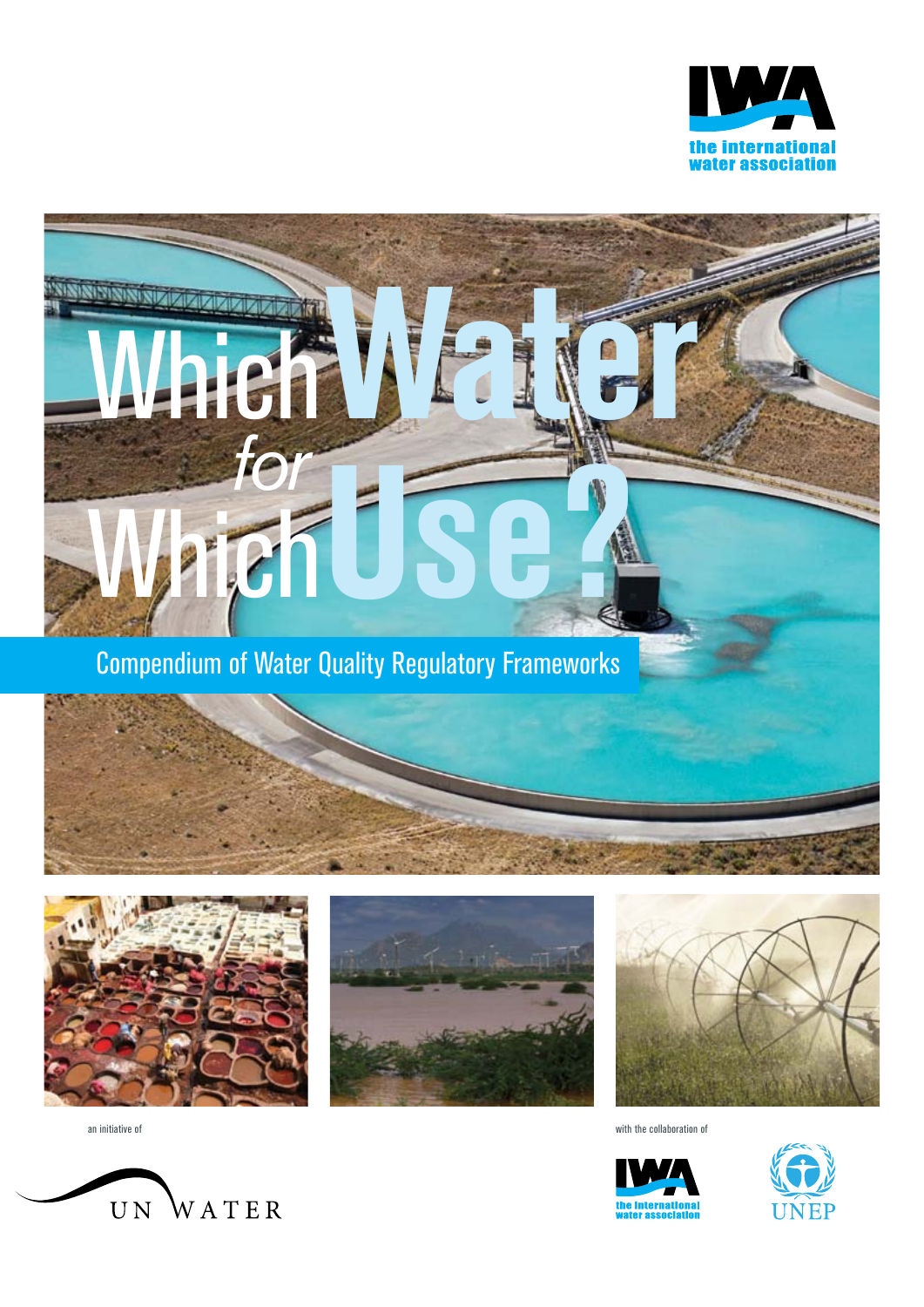the international water association

# Which Water *for* Which Use?

## Compendium of Water Quality Regulatory Frameworks

an initiative of

UN WATER

with the collaboration of

the international water association

UNEP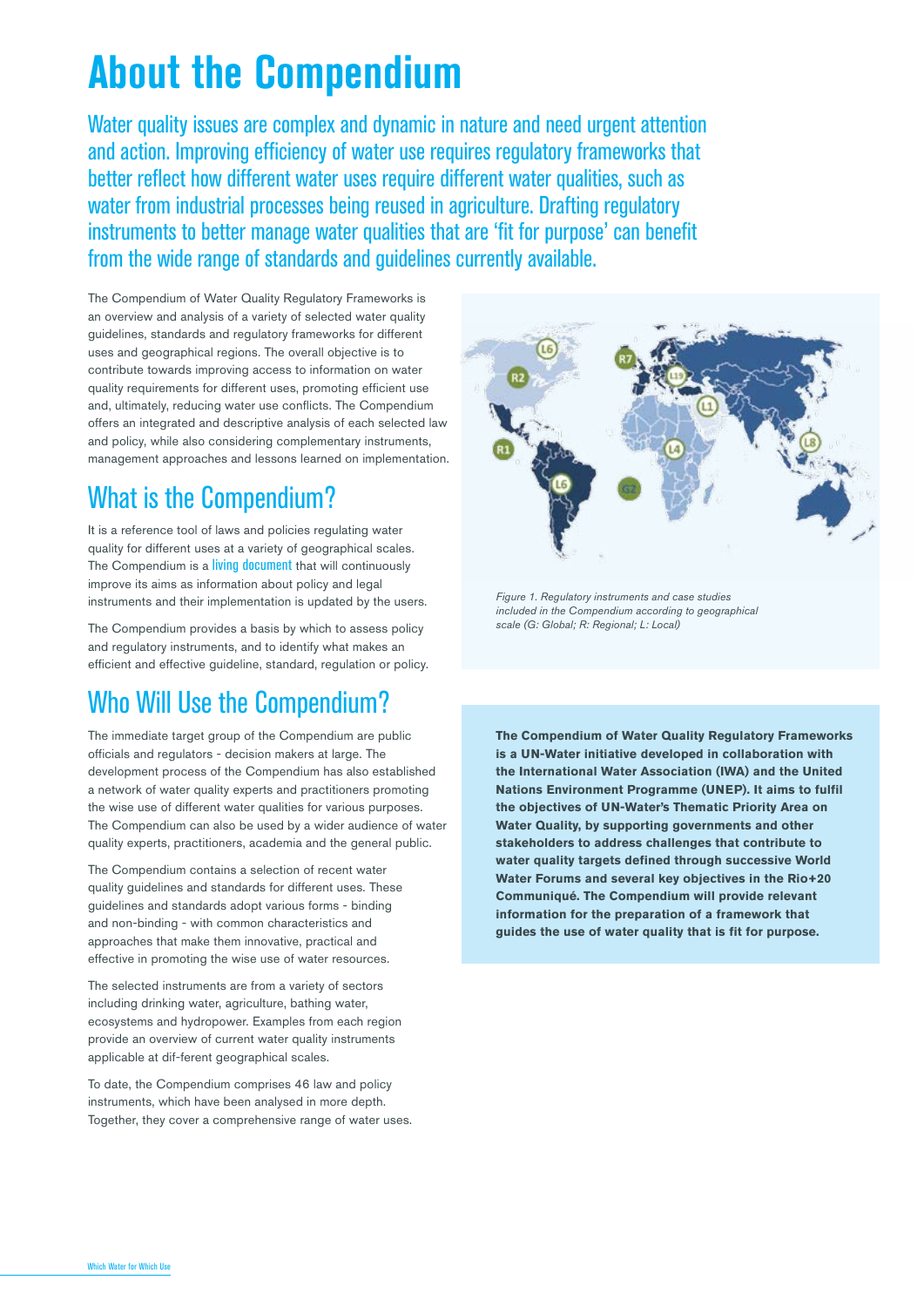# About the Compendium

Water quality issues are complex and dynamic in nature and need urgent attention and action. Improving efficiency of water use requires regulatory frameworks that better reflect how different water uses require different water qualities, such as water from industrial processes being reused in agriculture. Drafting regulatory instruments to better manage water qualities that are 'fit for purpose' can benefit from the wide range of standards and guidelines currently available.

The Compendium of Water Quality Regulatory Frameworks is an overview and analysis of a variety of selected water quality guidelines, standards and regulatory frameworks for different uses and geographical regions. The overall objective is to contribute towards improving access to information on water quality requirements for different uses, promoting efficient use and, ultimately, reducing water use conflicts. The Compendium offers an integrated and descriptive analysis of each selected law and policy, while also considering complementary instruments, management approaches and lessons learned on implementation.

## What is the Compendium?

It is a reference tool of laws and policies regulating water quality for different uses at a variety of geographical scales. The Compendium is a living document that will continuously improve its aims as information about policy and legal instruments and their implementation is updated by the users.

The Compendium provides a basis by which to assess policy and regulatory instruments, and to identify what makes an efficient and effective guideline, standard, regulation or policy.

## Who Will Use the Compendium?

The immediate target group of the Compendium are public officials and regulators - decision makers at large. The development process of the Compendium has also established a network of water quality experts and practitioners promoting the wise use of different water qualities for various purposes. The Compendium can also be used by a wider audience of water quality experts, practitioners, academia and the general public.

The Compendium contains a selection of recent water quality guidelines and standards for different uses. These guidelines and standards adopt various forms - binding and non-binding - with common characteristics and approaches that make them innovative, practical and effective in promoting the wise use of water resources.

The selected instruments are from a variety of sectors including drinking water, agriculture, bathing water, ecosystems and hydropower. Examples from each region provide an overview of current water quality instruments applicable at dif-ferent geographical scales.

To date, the Compendium comprises 46 law and policy instruments, which have been analysed in more depth. Together, they cover a comprehensive range of water uses.

*Figure 1. Regulatory instruments and case studies included in the Compendium according to geographical scale (G: Global; R: Regional; L: Local)*

**The Compendium of Water Quality Regulatory Frameworks is a UN-Water initiative developed in collaboration with the International Water Association (IWA) and the United Nations Environment Programme (UNEP). It aims to fulfil the objectives of UN-Water's Thematic Priority Area on Water Quality, by supporting governments and other stakeholders to address challenges that contribute to water quality targets defined through successive World Water Forums and several key objectives in the Rio+20 Communiqué. The Compendium will provide relevant information for the preparation of a framework that guides the use of water quality that is fit for purpose.**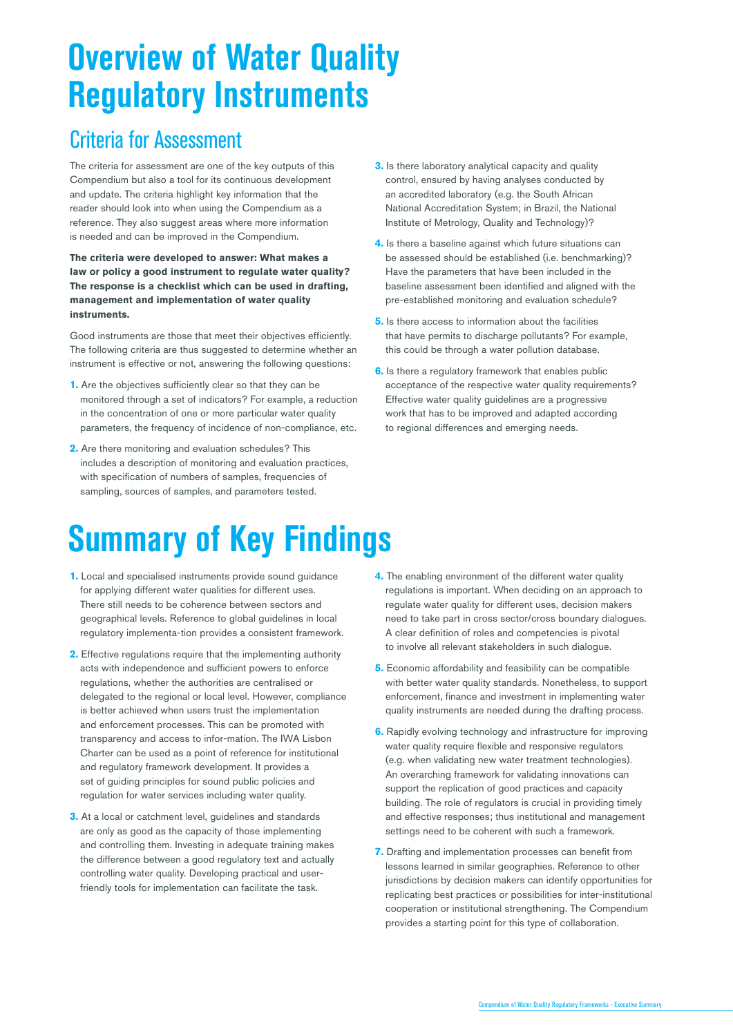# Overview of Water Quality Regulatory Instruments

## Criteria for Assessment

The criteria for assessment are one of the key outputs of this Compendium but also a tool for its continuous development and update. The criteria highlight key information that the reader should look into when using the Compendium as a reference. They also suggest areas where more information is needed and can be improved in the Compendium.

**The criteria were developed to answer: What makes a law or policy a good instrument to regulate water quality? The response is a checklist which can be used in drafting, management and implementation of water quality instruments.**

Good instruments are those that meet their objectives efficiently. The following criteria are thus suggested to determine whether an instrument is effective or not, answering the following questions:

1. Are the objectives sufficiently clear so that they can be monitored through a set of indicators? For example, a reduction in the concentration of one or more particular water quality parameters, the frequency of incidence of non-compliance, etc.
2. Are there monitoring and evaluation schedules? This includes a description of monitoring and evaluation practices, with specification of numbers of samples, frequencies of sampling, sources of samples, and parameters tested.
3. Is there laboratory analytical capacity and quality control, ensured by having analyses conducted by an accredited laboratory (e.g. the South African National Accreditation System; in Brazil, the National Institute of Metrology, Quality and Technology)?
4. Is there a baseline against which future situations can be assessed should be established (i.e. benchmarking)? Have the parameters that have been included in the baseline assessment been identified and aligned with the pre-established monitoring and evaluation schedule?
5. Is there access to information about the facilities that have permits to discharge pollutants? For example, this could be through a water pollution database.
6. Is there a regulatory framework that enables public acceptance of the respective water quality requirements? Effective water quality guidelines are a progressive work that has to be improved and adapted according to regional differences and emerging needs.

# Summary of Key Findings

1. Local and specialised instruments provide sound guidance for applying different water qualities for different uses. There still needs to be coherence between sectors and geographical levels. Reference to global guidelines in local regulatory implementa-tion provides a consistent framework.
2. Effective regulations require that the implementing authority acts with independence and sufficient powers to enforce regulations, whether the authorities are centralised or delegated to the regional or local level. However, compliance is better achieved when users trust the implementation and enforcement processes. This can be promoted with transparency and access to infor-mation. The IWA Lisbon Charter can be used as a point of reference for institutional and regulatory framework development. It provides a set of guiding principles for sound public policies and regulation for water services including water quality.
3. At a local or catchment level, guidelines and standards are only as good as the capacity of those implementing and controlling them. Investing in adequate training makes the difference between a good regulatory text and actually controlling water quality. Developing practical and user-friendly tools for implementation can facilitate the task.
4. The enabling environment of the different water quality regulations is important. When deciding on an approach to regulate water quality for different uses, decision makers need to take part in cross sector/cross boundary dialogues. A clear definition of roles and competencies is pivotal to involve all relevant stakeholders in such dialogue.
5. Economic affordability and feasibility can be compatible with better water quality standards. Nonetheless, to support enforcement, finance and investment in implementing water quality instruments are needed during the drafting process.
6. Rapidly evolving technology and infrastructure for improving water quality require flexible and responsive regulators (e.g. when validating new water treatment technologies). An overarching framework for validating innovations can support the replication of good practices and capacity building. The role of regulators is crucial in providing timely and effective responses; thus institutional and management settings need to be coherent with such a framework.
7. Drafting and implementation processes can benefit from lessons learned in similar geographies. Reference to other jurisdictions by decision makers can identify opportunities for replicating best practices or possibilities for inter-institutional cooperation or institutional strengthening. The Compendium provides a starting point for this type of collaboration.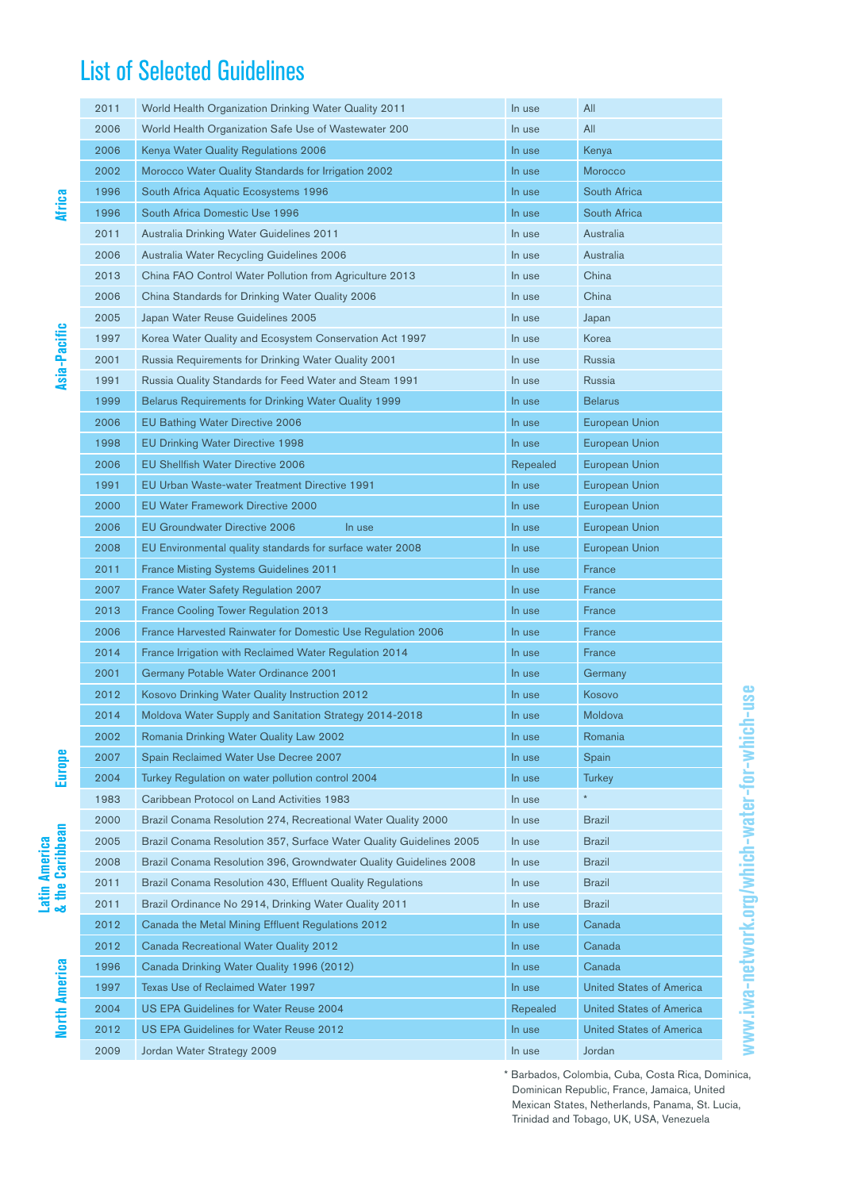# List of Selected Guidelines

| | | | | |
|---|---|---|---|---|
| | 2011 | World Health Organization Drinking Water Quality 2011 | In use | All |
| | 2006 | World Health Organization Safe Use of Wastewater 200 | In use | All |
| Africa | 2006 | Kenya Water Quality Regulations 2006 | In use | Kenya |
| | 2002 | Morocco Water Quality Standards for Irrigation 2002 | In use | Morocco |
| | 1996 | South Africa Aquatic Ecosystems 1996 | In use | South Africa |
| | 1996 | South Africa Domestic Use 1996 | In use | South Africa |
| Asia-Pacific | 2011 | Australia Drinking Water Guidelines 2011 | In use | Australia |
| | 2006 | Australia Water Recycling Guidelines 2006 | In use | Australia |
| | 2013 | China FAO Control Water Pollution from Agriculture 2013 | In use | China |
| | 2006 | China Standards for Drinking Water Quality 2006 | In use | China |
| | 2005 | Japan Water Reuse Guidelines 2005 | In use | Japan |
| | 1997 | Korea Water Quality and Ecosystem Conservation Act 1997 | In use | Korea |
| | 2001 | Russia Requirements for Drinking Water Quality 2001 | In use | Russia |
| | 1991 | Russia Quality Standards for Feed Water and Steam 1991 | In use | Russia |
| Europe | 1999 | Belarus Requirements for Drinking Water Quality 1999 | In use | Belarus |
| | 2006 | EU Bathing Water Directive 2006 | In use | European Union |
| | 1998 | EU Drinking Water Directive 1998 | In use | European Union |
| | 2006 | EU Shellfish Water Directive 2006 | Repealed | European Union |
| | 1991 | EU Urban Waste-water Treatment Directive 1991 | In use | European Union |
| | 2000 | EU Water Framework Directive 2000 | In use | European Union |
| | 2006 | EU Groundwater Directive 2006 In use | In use | European Union |
| | 2008 | EU Environmental quality standards for surface water 2008 | In use | European Union |
| | 2011 | France Misting Systems Guidelines 2011 | In use | France |
| | 2007 | France Water Safety Regulation 2007 | In use | France |
| | 2013 | France Cooling Tower Regulation 2013 | In use | France |
| | 2006 | France Harvested Rainwater for Domestic Use Regulation 2006 | In use | France |
| | 2014 | France Irrigation with Reclaimed Water Regulation 2014 | In use | France |
| | 2001 | Germany Potable Water Ordinance 2001 | In use | Germany |
| | 2012 | Kosovo Drinking Water Quality Instruction 2012 | In use | Kosovo |
| | 2014 | Moldova Water Supply and Sanitation Strategy 2014-2018 | In use | Moldova |
| | 2002 | Romania Drinking Water Quality Law 2002 | In use | Romania |
| | 2007 | Spain Reclaimed Water Use Decree 2007 | In use | Spain |
| | 2004 | Turkey Regulation on water pollution control 2004 | In use | Turkey |
| Latin America & the Caribbean | 1983 | Caribbean Protocol on Land Activities 1983 | In use | * |
| | 2000 | Brazil Conama Resolution 274, Recreational Water Quality 2000 | In use | Brazil |
| | 2005 | Brazil Conama Resolution 357, Surface Water Quality Guidelines 2005 | In use | Brazil |
| | 2008 | Brazil Conama Resolution 396, Growndwater Quality Guidelines 2008 | In use | Brazil |
| | 2011 | Brazil Conama Resolution 430, Effluent Quality Regulations | In use | Brazil |
| | 2011 | Brazil Ordinance No 2914, Drinking Water Quality 2011 | In use | Brazil |
| North America | 2012 | Canada the Metal Mining Effluent Regulations 2012 | In use | Canada |
| | 2012 | Canada Recreational Water Quality 2012 | In use | Canada |
| | 1996 | Canada Drinking Water Quality 1996 (2012) | In use | Canada |
| | 1997 | Texas Use of Reclaimed Water 1997 | In use | United States of America |
| | 2004 | US EPA Guidelines for Water Reuse 2004 | Repealed | United States of America |
| | 2012 | US EPA Guidelines for Water Reuse 2012 | In use | United States of America |
| | 2009 | Jordan Water Strategy 2009 | In use | Jordan |

* Barbados, Colombia, Cuba, Costa Rica, Dominica, Dominican Republic, France, Jamaica, United Mexican States, Netherlands, Panama, St. Lucia, Trinidad and Tobago, UK, USA, Venezuela

www.iwa-network.org/which-water-for-which-use